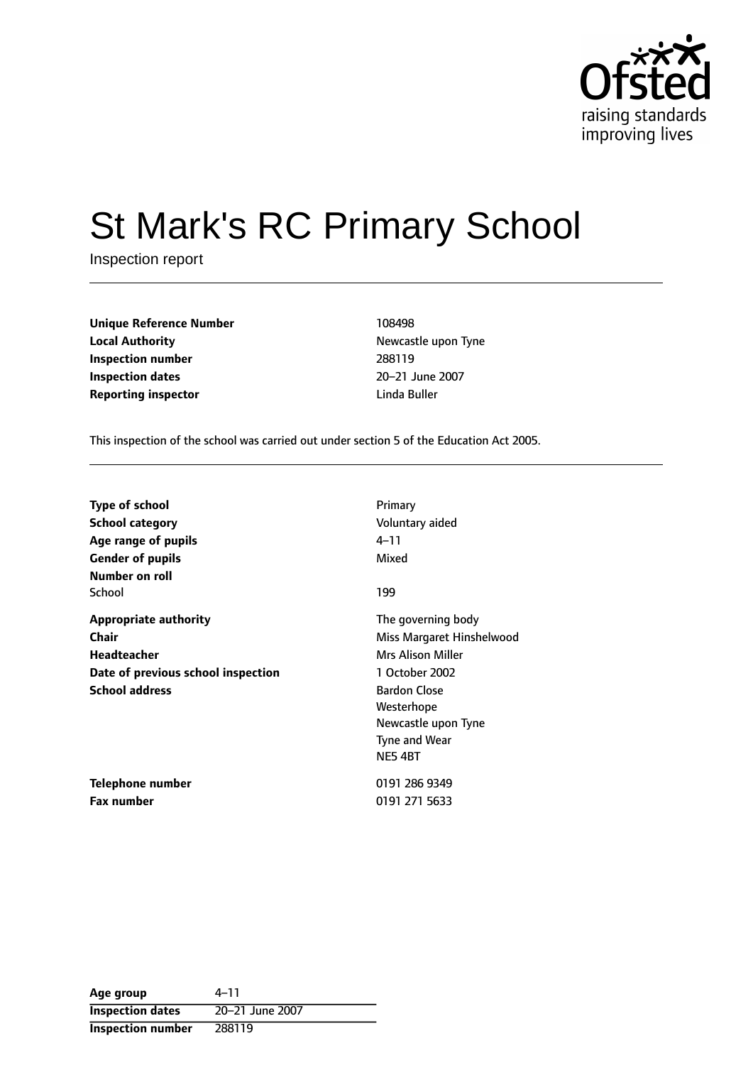# St Mark's RC Primary School

Inspection report

| | |
|---|---|
| **Unique Reference Number** | 108498 |
| **Local Authority** | Newcastle upon Tyne |
| **Inspection number** | 288119 |
| **Inspection dates** | 20–21 June 2007 |
| **Reporting inspector** | Linda Buller |

This inspection of the school was carried out under section 5 of the Education Act 2005.

| | |
|---|---|
| **Type of school** | Primary |
| **School category** | Voluntary aided |
| **Age range of pupils** | 4–11 |
| **Gender of pupils** | Mixed |
| **Number on roll** | |
| School | 199 |
| **Appropriate authority** | The governing body |
| **Chair** | Miss Margaret Hinshelwood |
| **Headteacher** | Mrs Alison Miller |
| **Date of previous school inspection** | 1 October 2002 |
| **School address** | Bardon Close<br>Westerhope<br>Newcastle upon Tyne<br>Tyne and Wear<br>NE5 4BT |
| **Telephone number** | 0191 286 9349 |
| **Fax number** | 0191 271 5633 |

| | |
|---|---|
| **Age group** | 4–11 |
| **Inspection dates** | 20–21 June 2007 |
| **Inspection number** | 288119 |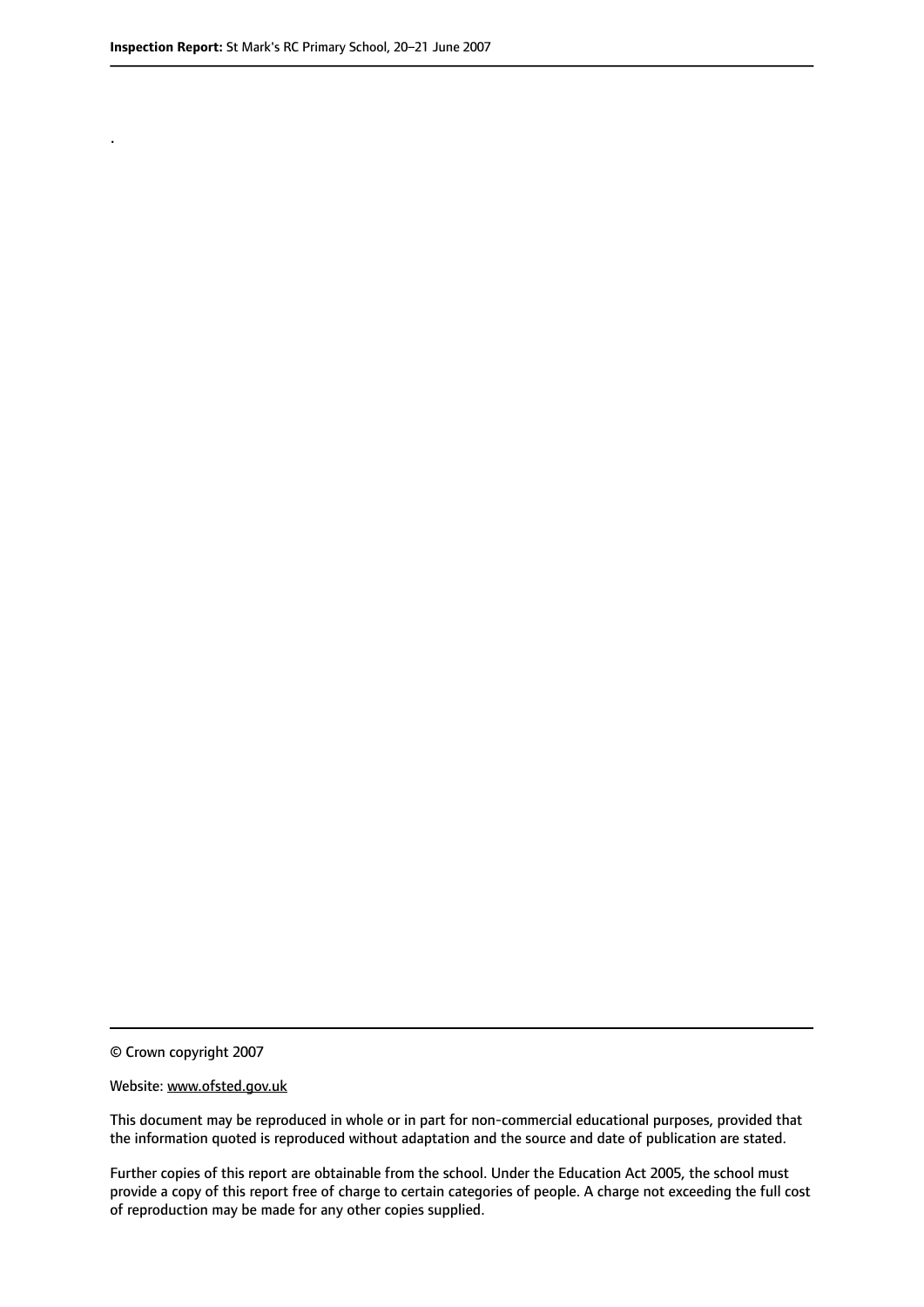.

© Crown copyright 2007

Website: www.ofsted.gov.uk

This document may be reproduced in whole or in part for non-commercial educational purposes, provided that the information quoted is reproduced without adaptation and the source and date of publication are stated.

Further copies of this report are obtainable from the school. Under the Education Act 2005, the school must provide a copy of this report free of charge to certain categories of people. A charge not exceeding the full cost of reproduction may be made for any other copies supplied.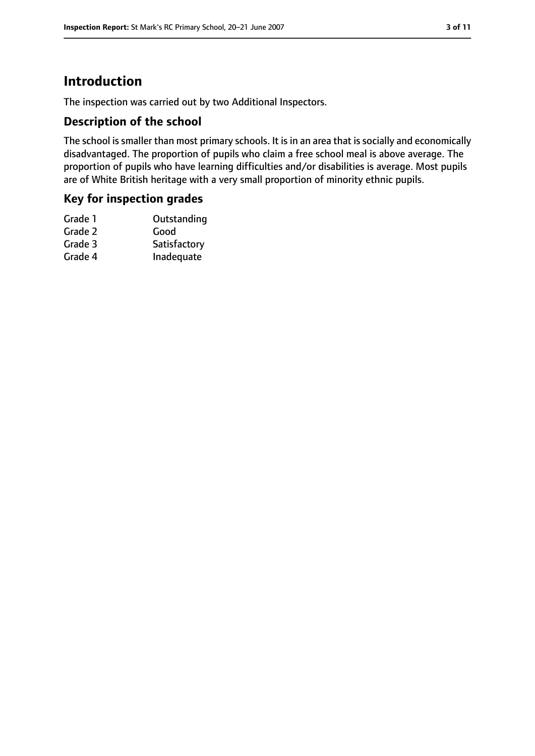# Introduction

The inspection was carried out by two Additional Inspectors.

## Description of the school

The school is smaller than most primary schools. It is in an area that is socially and economically disadvantaged. The proportion of pupils who claim a free school meal is above average. The proportion of pupils who have learning difficulties and/or disabilities is average. Most pupils are of White British heritage with a very small proportion of minority ethnic pupils.

## Key for inspection grades

| | |
|---|---|
| Grade 1 | Outstanding |
| Grade 2 | Good |
| Grade 3 | Satisfactory |
| Grade 4 | Inadequate |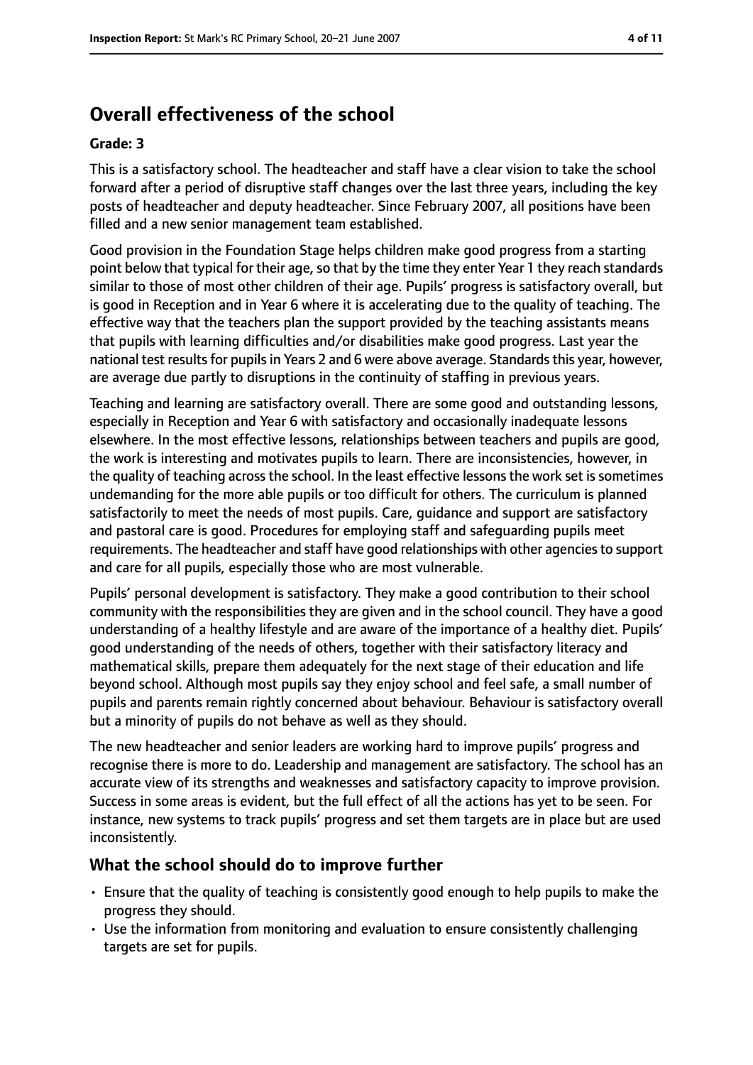## Overall effectiveness of the school

**Grade: 3**

This is a satisfactory school. The headteacher and staff have a clear vision to take the school forward after a period of disruptive staff changes over the last three years, including the key posts of headteacher and deputy headteacher. Since February 2007, all positions have been filled and a new senior management team established.

Good provision in the Foundation Stage helps children make good progress from a starting point below that typical for their age, so that by the time they enter Year 1 they reach standards similar to those of most other children of their age. Pupils' progress is satisfactory overall, but is good in Reception and in Year 6 where it is accelerating due to the quality of teaching. The effective way that the teachers plan the support provided by the teaching assistants means that pupils with learning difficulties and/or disabilities make good progress. Last year the national test results for pupils in Years 2 and 6 were above average. Standards this year, however, are average due partly to disruptions in the continuity of staffing in previous years.

Teaching and learning are satisfactory overall. There are some good and outstanding lessons, especially in Reception and Year 6 with satisfactory and occasionally inadequate lessons elsewhere. In the most effective lessons, relationships between teachers and pupils are good, the work is interesting and motivates pupils to learn. There are inconsistencies, however, in the quality of teaching across the school. In the least effective lessons the work set is sometimes undemanding for the more able pupils or too difficult for others. The curriculum is planned satisfactorily to meet the needs of most pupils. Care, guidance and support are satisfactory and pastoral care is good. Procedures for employing staff and safeguarding pupils meet requirements. The headteacher and staff have good relationships with other agencies to support and care for all pupils, especially those who are most vulnerable.

Pupils' personal development is satisfactory. They make a good contribution to their school community with the responsibilities they are given and in the school council. They have a good understanding of a healthy lifestyle and are aware of the importance of a healthy diet. Pupils' good understanding of the needs of others, together with their satisfactory literacy and mathematical skills, prepare them adequately for the next stage of their education and life beyond school. Although most pupils say they enjoy school and feel safe, a small number of pupils and parents remain rightly concerned about behaviour. Behaviour is satisfactory overall but a minority of pupils do not behave as well as they should.

The new headteacher and senior leaders are working hard to improve pupils' progress and recognise there is more to do. Leadership and management are satisfactory. The school has an accurate view of its strengths and weaknesses and satisfactory capacity to improve provision. Success in some areas is evident, but the full effect of all the actions has yet to be seen. For instance, new systems to track pupils' progress and set them targets are in place but are used inconsistently.

### What the school should do to improve further

- Ensure that the quality of teaching is consistently good enough to help pupils to make the progress they should.
- Use the information from monitoring and evaluation to ensure consistently challenging targets are set for pupils.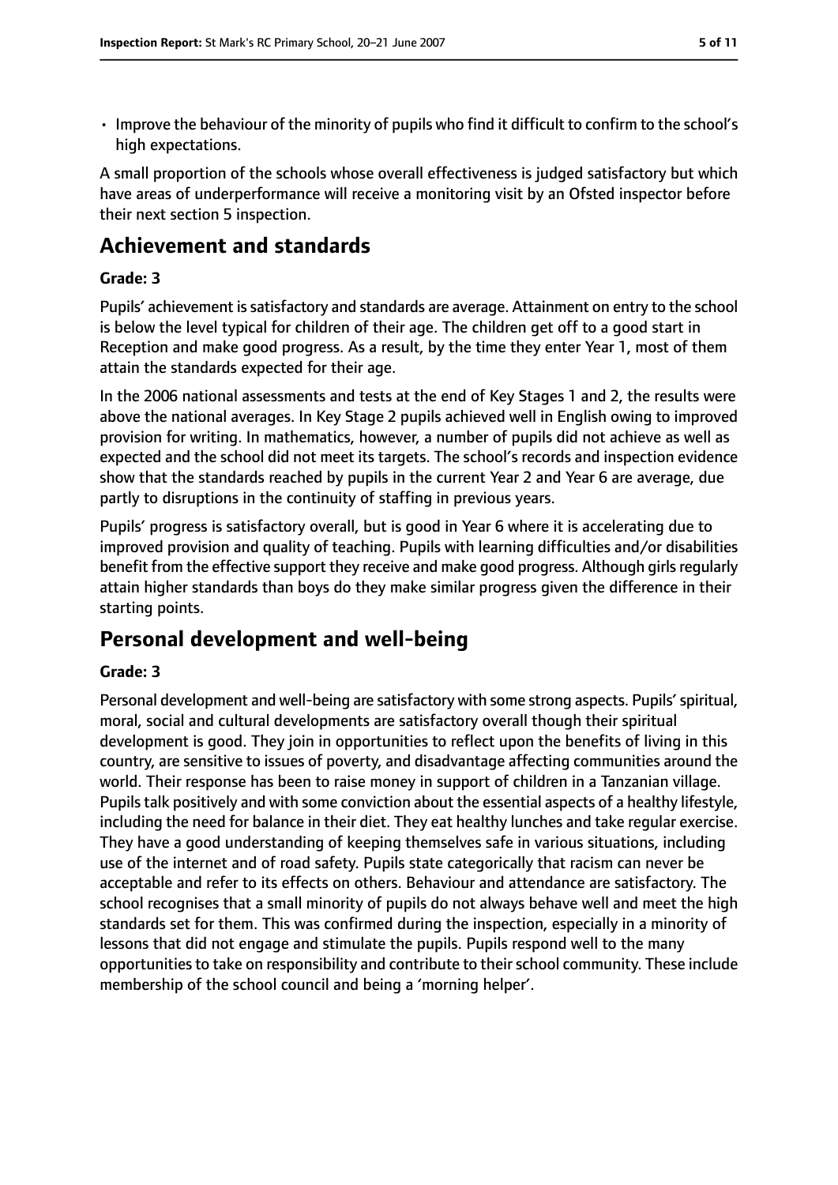- Improve the behaviour of the minority of pupils who find it difficult to confirm to the school's high expectations.

A small proportion of the schools whose overall effectiveness is judged satisfactory but which have areas of underperformance will receive a monitoring visit by an Ofsted inspector before their next section 5 inspection.

## Achievement and standards

**Grade: 3**

Pupils' achievement is satisfactory and standards are average. Attainment on entry to the school is below the level typical for children of their age. The children get off to a good start in Reception and make good progress. As a result, by the time they enter Year 1, most of them attain the standards expected for their age.

In the 2006 national assessments and tests at the end of Key Stages 1 and 2, the results were above the national averages. In Key Stage 2 pupils achieved well in English owing to improved provision for writing. In mathematics, however, a number of pupils did not achieve as well as expected and the school did not meet its targets. The school's records and inspection evidence show that the standards reached by pupils in the current Year 2 and Year 6 are average, due partly to disruptions in the continuity of staffing in previous years.

Pupils' progress is satisfactory overall, but is good in Year 6 where it is accelerating due to improved provision and quality of teaching. Pupils with learning difficulties and/or disabilities benefit from the effective support they receive and make good progress. Although girls regularly attain higher standards than boys do they make similar progress given the difference in their starting points.

## Personal development and well-being

**Grade: 3**

Personal development and well-being are satisfactory with some strong aspects. Pupils' spiritual, moral, social and cultural developments are satisfactory overall though their spiritual development is good. They join in opportunities to reflect upon the benefits of living in this country, are sensitive to issues of poverty, and disadvantage affecting communities around the world. Their response has been to raise money in support of children in a Tanzanian village. Pupils talk positively and with some conviction about the essential aspects of a healthy lifestyle, including the need for balance in their diet. They eat healthy lunches and take regular exercise. They have a good understanding of keeping themselves safe in various situations, including use of the internet and of road safety. Pupils state categorically that racism can never be acceptable and refer to its effects on others. Behaviour and attendance are satisfactory. The school recognises that a small minority of pupils do not always behave well and meet the high standards set for them. This was confirmed during the inspection, especially in a minority of lessons that did not engage and stimulate the pupils. Pupils respond well to the many opportunities to take on responsibility and contribute to their school community. These include membership of the school council and being a 'morning helper'.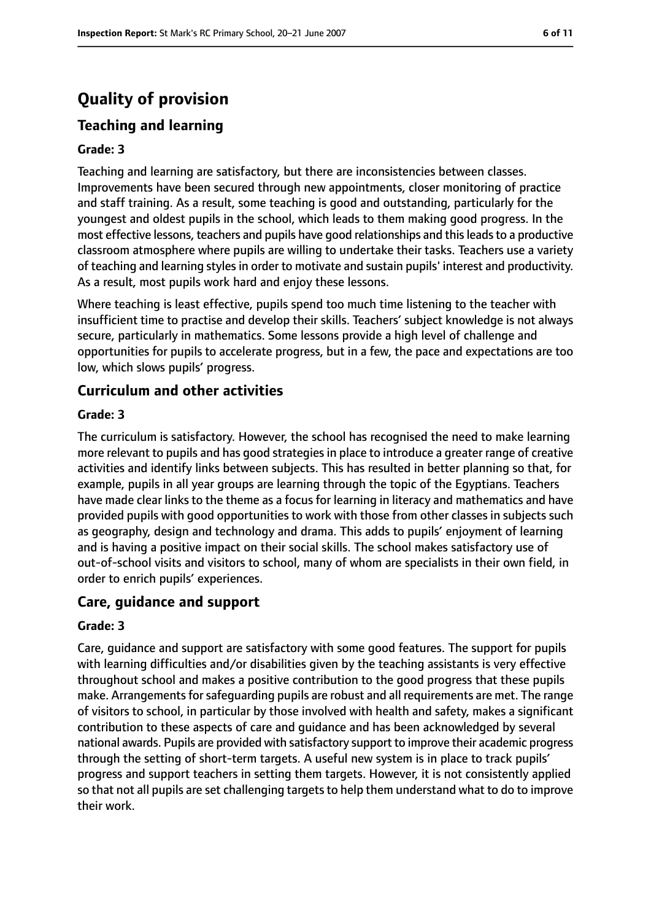# Quality of provision

## Teaching and learning

### Grade: 3

Teaching and learning are satisfactory, but there are inconsistencies between classes. Improvements have been secured through new appointments, closer monitoring of practice and staff training. As a result, some teaching is good and outstanding, particularly for the youngest and oldest pupils in the school, which leads to them making good progress. In the most effective lessons, teachers and pupils have good relationships and this leads to a productive classroom atmosphere where pupils are willing to undertake their tasks. Teachers use a variety of teaching and learning styles in order to motivate and sustain pupils' interest and productivity. As a result, most pupils work hard and enjoy these lessons.

Where teaching is least effective, pupils spend too much time listening to the teacher with insufficient time to practise and develop their skills. Teachers' subject knowledge is not always secure, particularly in mathematics. Some lessons provide a high level of challenge and opportunities for pupils to accelerate progress, but in a few, the pace and expectations are too low, which slows pupils' progress.

## Curriculum and other activities

### Grade: 3

The curriculum is satisfactory. However, the school has recognised the need to make learning more relevant to pupils and has good strategies in place to introduce a greater range of creative activities and identify links between subjects. This has resulted in better planning so that, for example, pupils in all year groups are learning through the topic of the Egyptians. Teachers have made clear links to the theme as a focus for learning in literacy and mathematics and have provided pupils with good opportunities to work with those from other classes in subjects such as geography, design and technology and drama. This adds to pupils' enjoyment of learning and is having a positive impact on their social skills. The school makes satisfactory use of out-of-school visits and visitors to school, many of whom are specialists in their own field, in order to enrich pupils' experiences.

## Care, guidance and support

### Grade: 3

Care, guidance and support are satisfactory with some good features. The support for pupils with learning difficulties and/or disabilities given by the teaching assistants is very effective throughout school and makes a positive contribution to the good progress that these pupils make. Arrangements for safeguarding pupils are robust and all requirements are met. The range of visitors to school, in particular by those involved with health and safety, makes a significant contribution to these aspects of care and guidance and has been acknowledged by several national awards. Pupils are provided with satisfactory support to improve their academic progress through the setting of short-term targets. A useful new system is in place to track pupils' progress and support teachers in setting them targets. However, it is not consistently applied so that not all pupils are set challenging targets to help them understand what to do to improve their work.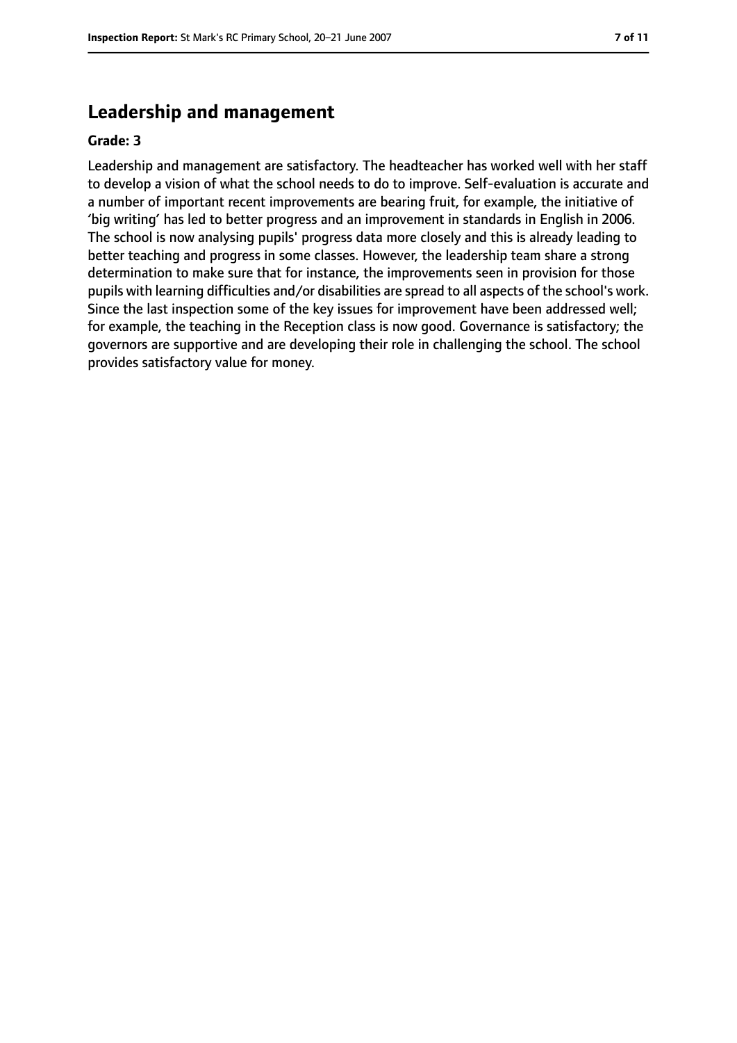## Leadership and management

**Grade: 3**

Leadership and management are satisfactory. The headteacher has worked well with her staff to develop a vision of what the school needs to do to improve. Self-evaluation is accurate and a number of important recent improvements are bearing fruit, for example, the initiative of 'big writing' has led to better progress and an improvement in standards in English in 2006. The school is now analysing pupils' progress data more closely and this is already leading to better teaching and progress in some classes. However, the leadership team share a strong determination to make sure that for instance, the improvements seen in provision for those pupils with learning difficulties and/or disabilities are spread to all aspects of the school's work. Since the last inspection some of the key issues for improvement have been addressed well; for example, the teaching in the Reception class is now good. Governance is satisfactory; the governors are supportive and are developing their role in challenging the school. The school provides satisfactory value for money.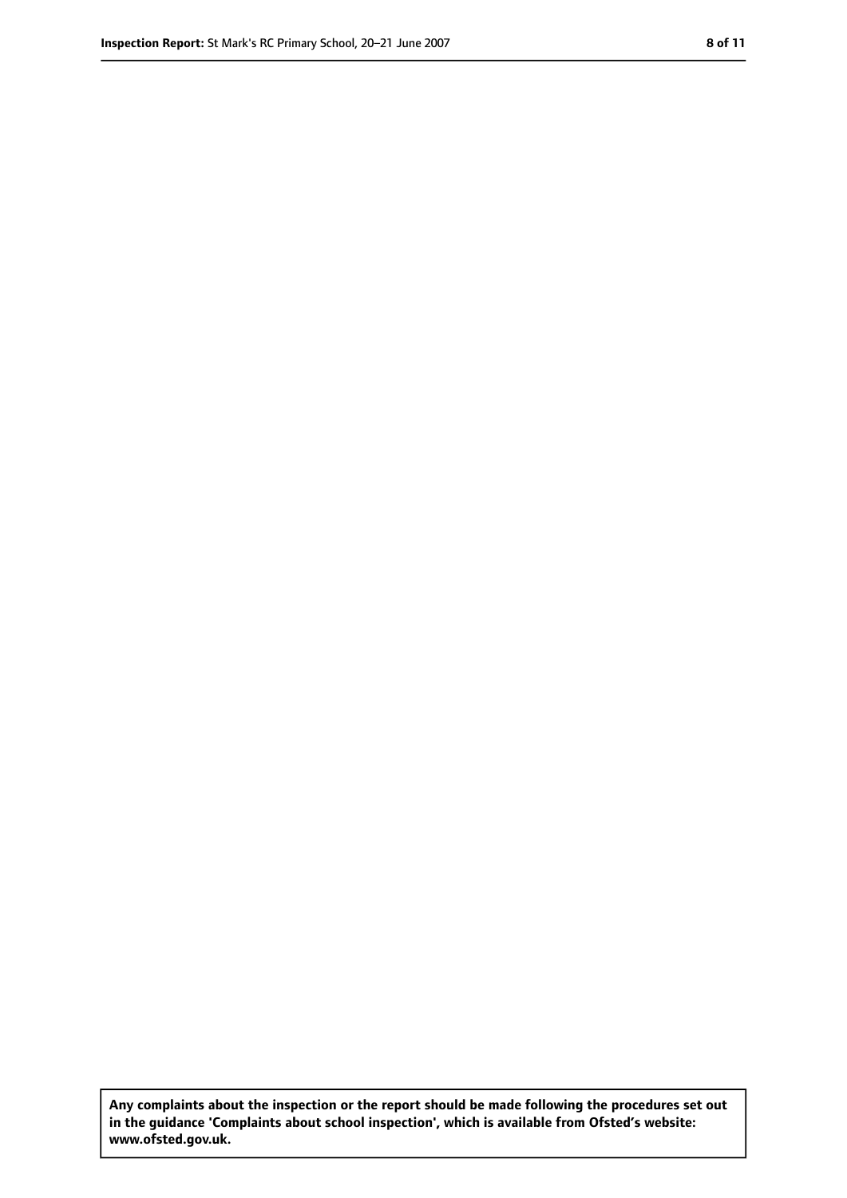**Any complaints about the inspection or the report should be made following the procedures set out in the guidance 'Complaints about school inspection', which is available from Ofsted's website: www.ofsted.gov.uk.**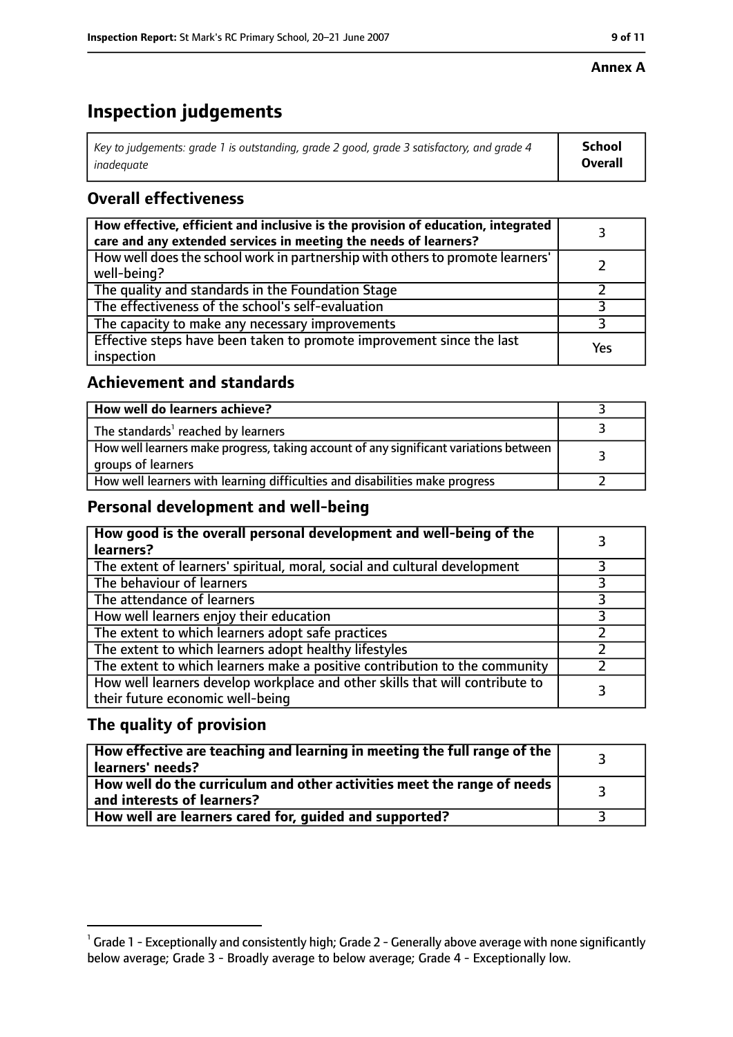**Annex A**

# Inspection judgements

| *Key to judgements: grade 1 is outstanding, grade 2 good, grade 3 satisfactory, and grade 4 inadequate* | **School Overall** |
|---|---|

## Overall effectiveness

| | |
|---|---|
| **How effective, efficient and inclusive is the provision of education, integrated care and any extended services in meeting the needs of learners?** | 3 |
| How well does the school work in partnership with others to promote learners' well-being? | 2 |
| The quality and standards in the Foundation Stage | 2 |
| The effectiveness of the school's self-evaluation | 3 |
| The capacity to make any necessary improvements | 3 |
| Effective steps have been taken to promote improvement since the last inspection | Yes |

## Achievement and standards

| | |
|---|---|
| **How well do learners achieve?** | 3 |
| The standards[1] reached by learners | 3 |
| How well learners make progress, taking account of any significant variations between groups of learners | 3 |
| How well learners with learning difficulties and disabilities make progress | 2 |

## Personal development and well-being

| | |
|---|---|
| **How good is the overall personal development and well-being of the learners?** | 3 |
| The extent of learners' spiritual, moral, social and cultural development | 3 |
| The behaviour of learners | 3 |
| The attendance of learners | 3 |
| How well learners enjoy their education | 3 |
| The extent to which learners adopt safe practices | 2 |
| The extent to which learners adopt healthy lifestyles | 2 |
| The extent to which learners make a positive contribution to the community | 2 |
| How well learners develop workplace and other skills that will contribute to their future economic well-being | 3 |

## The quality of provision

| | |
|---|---|
| **How effective are teaching and learning in meeting the full range of the learners' needs?** | 3 |
| **How well do the curriculum and other activities meet the range of needs and interests of learners?** | 3 |
| **How well are learners cared for, guided and supported?** | 3 |

[1] Grade 1 - Exceptionally and consistently high; Grade 2 - Generally above average with none significantly below average; Grade 3 - Broadly average to below average; Grade 4 - Exceptionally low.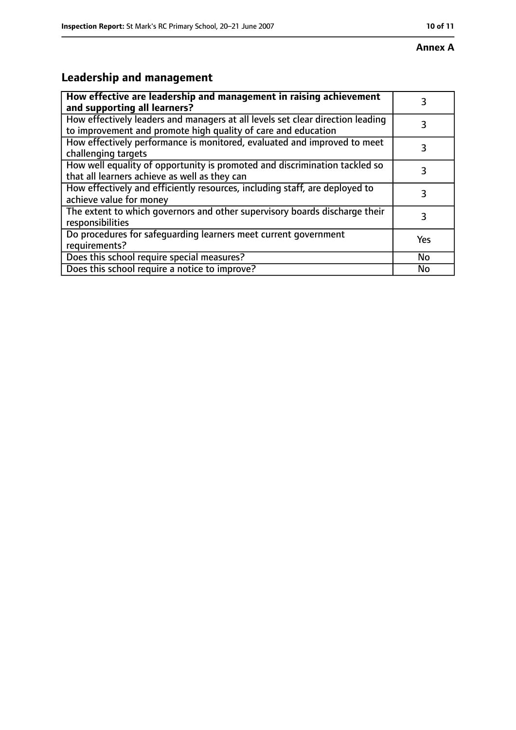**Annex A**

## Leadership and management

| How effective are leadership and management in raising achievement and supporting all learners? | 3 |
|---|---|
| How effectively leaders and managers at all levels set clear direction leading to improvement and promote high quality of care and education | 3 |
| How effectively performance is monitored, evaluated and improved to meet challenging targets | 3 |
| How well equality of opportunity is promoted and discrimination tackled so that all learners achieve as well as they can | 3 |
| How effectively and efficiently resources, including staff, are deployed to achieve value for money | 3 |
| The extent to which governors and other supervisory boards discharge their responsibilities | 3 |
| Do procedures for safeguarding learners meet current government requirements? | Yes |
| Does this school require special measures? | No |
| Does this school require a notice to improve? | No |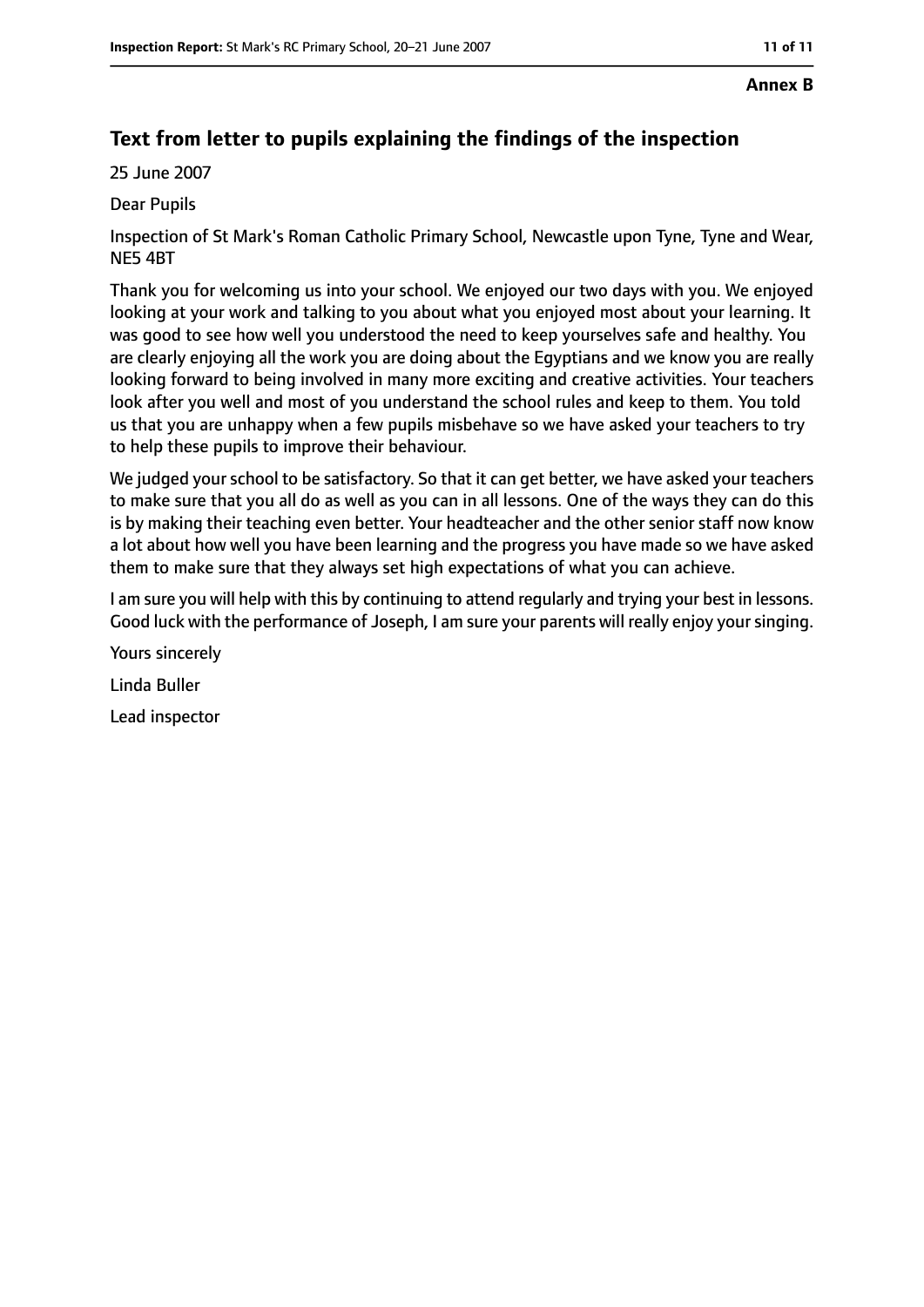**Annex B**

## Text from letter to pupils explaining the findings of the inspection

25 June 2007

Dear Pupils

Inspection of St Mark's Roman Catholic Primary School, Newcastle upon Tyne, Tyne and Wear, NE5 4BT

Thank you for welcoming us into your school. We enjoyed our two days with you. We enjoyed looking at your work and talking to you about what you enjoyed most about your learning. It was good to see how well you understood the need to keep yourselves safe and healthy. You are clearly enjoying all the work you are doing about the Egyptians and we know you are really looking forward to being involved in many more exciting and creative activities. Your teachers look after you well and most of you understand the school rules and keep to them. You told us that you are unhappy when a few pupils misbehave so we have asked your teachers to try to help these pupils to improve their behaviour.

We judged your school to be satisfactory. So that it can get better, we have asked your teachers to make sure that you all do as well as you can in all lessons. One of the ways they can do this is by making their teaching even better. Your headteacher and the other senior staff now know a lot about how well you have been learning and the progress you have made so we have asked them to make sure that they always set high expectations of what you can achieve.

I am sure you will help with this by continuing to attend regularly and trying your best in lessons. Good luck with the performance of Joseph, I am sure your parents will really enjoy your singing.

Yours sincerely

Linda Buller

Lead inspector